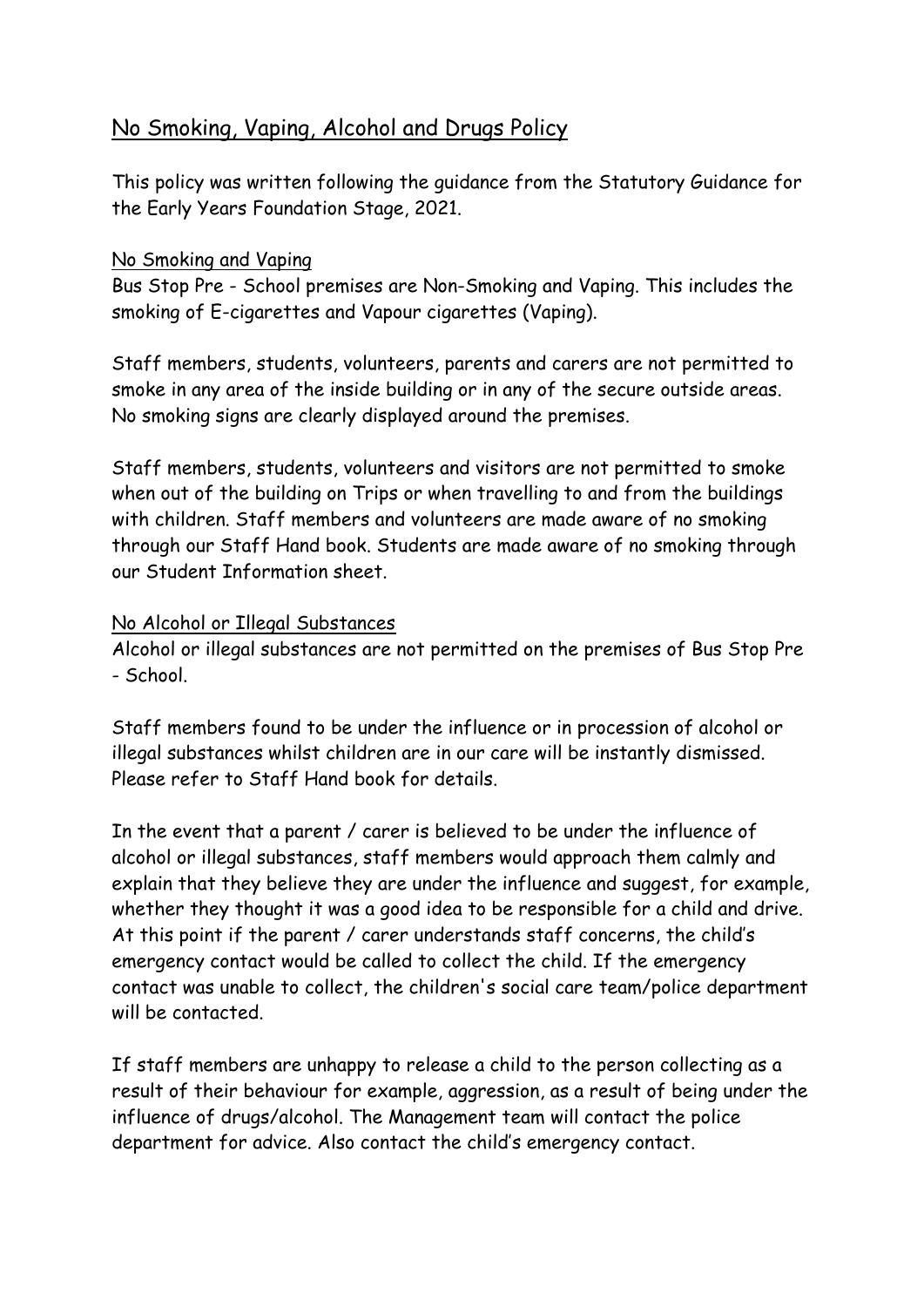# No Smoking, Vaping, Alcohol and Drugs Policy

This policy was written following the guidance from the Statutory Guidance for the Early Years Foundation Stage, 2021.

## No Smoking and Vaping

Bus Stop Pre - School premises are Non-Smoking and Vaping. This includes the smoking of E-cigarettes and Vapour cigarettes (Vaping).

Staff members, students, volunteers, parents and carers are not permitted to smoke in any area of the inside building or in any of the secure outside areas. No smoking signs are clearly displayed around the premises.

Staff members, students, volunteers and visitors are not permitted to smoke when out of the building on Trips or when travelling to and from the buildings with children. Staff members and volunteers are made aware of no smoking through our Staff Hand book. Students are made aware of no smoking through our Student Information sheet.

## No Alcohol or Illegal Substances

Alcohol or illegal substances are not permitted on the premises of Bus Stop Pre - School.

Staff members found to be under the influence or in procession of alcohol or illegal substances whilst children are in our care will be instantly dismissed. Please refer to Staff Hand book for details.

In the event that a parent / carer is believed to be under the influence of alcohol or illegal substances, staff members would approach them calmly and explain that they believe they are under the influence and suggest, for example, whether they thought it was a good idea to be responsible for a child and drive. At this point if the parent / carer understands staff concerns, the child's emergency contact would be called to collect the child. If the emergency contact was unable to collect, the children's social care team/police department will be contacted.

If staff members are unhappy to release a child to the person collecting as a result of their behaviour for example, aggression, as a result of being under the influence of drugs/alcohol. The Management team will contact the police department for advice. Also contact the child's emergency contact.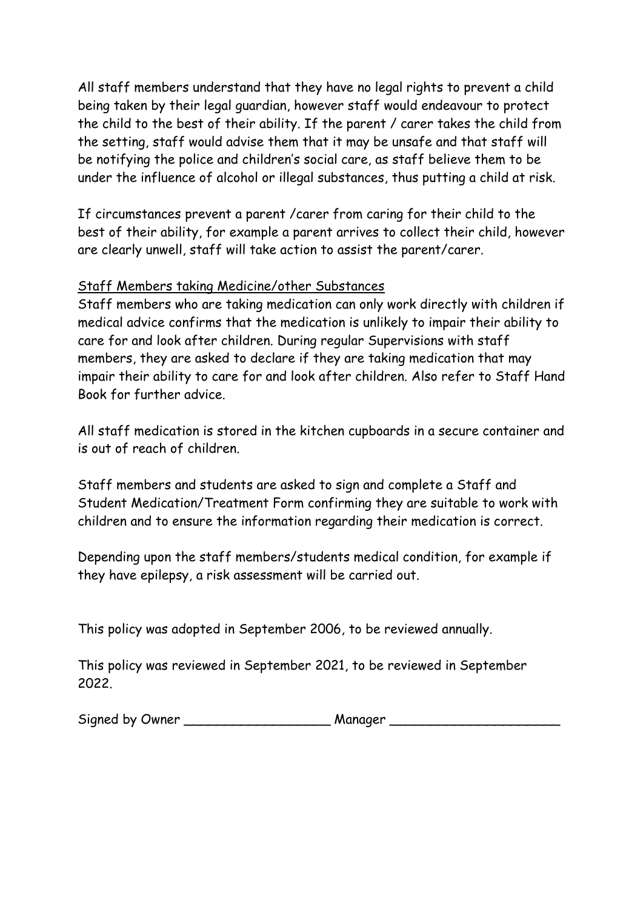All staff members understand that they have no legal rights to prevent a child being taken by their legal guardian, however staff would endeavour to protect the child to the best of their ability. If the parent / carer takes the child from the setting, staff would advise them that it may be unsafe and that staff will be notifying the police and children's social care, as staff believe them to be under the influence of alcohol or illegal substances, thus putting a child at risk.

If circumstances prevent a parent /carer from caring for their child to the best of their ability, for example a parent arrives to collect their child, however are clearly unwell, staff will take action to assist the parent/carer.

<u>Staff Members taking Medicine/other Substances</u>

Staff members who are taking medication can only work directly with children if medical advice confirms that the medication is unlikely to impair their ability to care for and look after children. During regular Supervisions with staff members, they are asked to declare if they are taking medication that may impair their ability to care for and look after children. Also refer to Staff Hand Book for further advice.

All staff medication is stored in the kitchen cupboards in a secure container and is out of reach of children.

Staff members and students are asked to sign and complete a Staff and Student Medication/Treatment Form confirming they are suitable to work with children and to ensure the information regarding their medication is correct.

Depending upon the staff members/students medical condition, for example if they have epilepsy, a risk assessment will be carried out.

This policy was adopted in September 2006, to be reviewed annually.

This policy was reviewed in September 2021, to be reviewed in September 2022.

Signed by Owner __________________ Manager _____________________